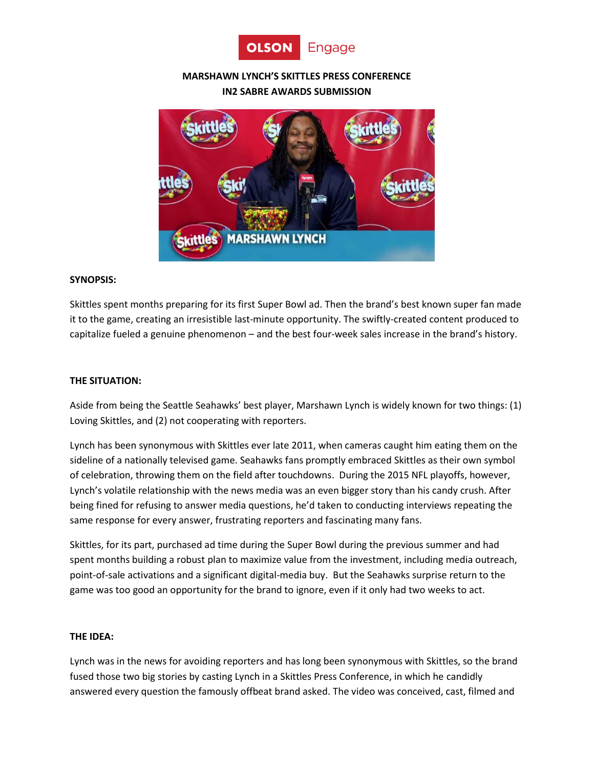OLSON Engage

**MARSHAWN LYNCH'S SKITTLES PRESS CONFERENCE**
**IN2 SABRE AWARDS SUBMISSION**

**SYNOPSIS:**

Skittles spent months preparing for its first Super Bowl ad. Then the brand's best known super fan made it to the game, creating an irresistible last-minute opportunity. The swiftly-created content produced to capitalize fueled a genuine phenomenon – and the best four-week sales increase in the brand's history.

**THE SITUATION:**

Aside from being the Seattle Seahawks' best player, Marshawn Lynch is widely known for two things: (1) Loving Skittles, and (2) not cooperating with reporters.

Lynch has been synonymous with Skittles ever late 2011, when cameras caught him eating them on the sideline of a nationally televised game. Seahawks fans promptly embraced Skittles as their own symbol of celebration, throwing them on the field after touchdowns. During the 2015 NFL playoffs, however, Lynch's volatile relationship with the news media was an even bigger story than his candy crush. After being fined for refusing to answer media questions, he'd taken to conducting interviews repeating the same response for every answer, frustrating reporters and fascinating many fans.

Skittles, for its part, purchased ad time during the Super Bowl during the previous summer and had spent months building a robust plan to maximize value from the investment, including media outreach, point-of-sale activations and a significant digital-media buy. But the Seahawks surprise return to the game was too good an opportunity for the brand to ignore, even if it only had two weeks to act.

**THE IDEA:**

Lynch was in the news for avoiding reporters and has long been synonymous with Skittles, so the brand fused those two big stories by casting Lynch in a Skittles Press Conference, in which he candidly answered every question the famously offbeat brand asked. The video was conceived, cast, filmed and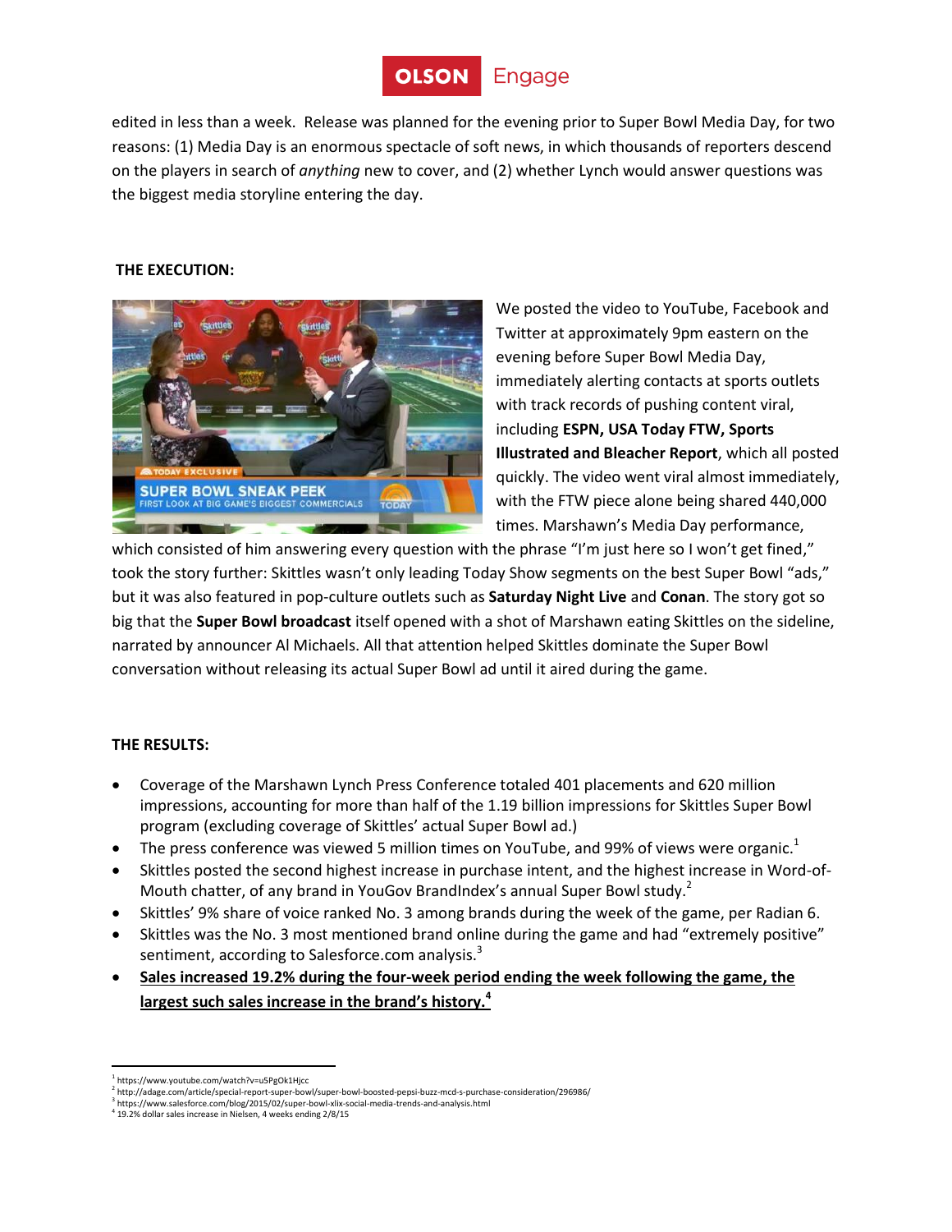edited in less than a week. Release was planned for the evening prior to Super Bowl Media Day, for two reasons: (1) Media Day is an enormous spectacle of soft news, in which thousands of reporters descend on the players in search of *anything* new to cover, and (2) whether Lynch would answer questions was the biggest media storyline entering the day.

**THE EXECUTION:**

We posted the video to YouTube, Facebook and Twitter at approximately 9pm eastern on the evening before Super Bowl Media Day, immediately alerting contacts at sports outlets with track records of pushing content viral, including **ESPN, USA Today FTW, Sports Illustrated and Bleacher Report**, which all posted quickly. The video went viral almost immediately, with the FTW piece alone being shared 440,000 times. Marshawn's Media Day performance, which consisted of him answering every question with the phrase "I'm just here so I won't get fined," took the story further: Skittles wasn't only leading Today Show segments on the best Super Bowl "ads," but it was also featured in pop-culture outlets such as **Saturday Night Live** and **Conan**. The story got so big that the **Super Bowl broadcast** itself opened with a shot of Marshawn eating Skittles on the sideline, narrated by announcer Al Michaels. All that attention helped Skittles dominate the Super Bowl conversation without releasing its actual Super Bowl ad until it aired during the game.

**THE RESULTS:**

- Coverage of the Marshawn Lynch Press Conference totaled 401 placements and 620 million impressions, accounting for more than half of the 1.19 billion impressions for Skittles Super Bowl program (excluding coverage of Skittles' actual Super Bowl ad.)
- The press conference was viewed 5 million times on YouTube, and 99% of views were organic.[1]
- Skittles posted the second highest increase in purchase intent, and the highest increase in Word-of-Mouth chatter, of any brand in YouGov BrandIndex's annual Super Bowl study.[2]
- Skittles' 9% share of voice ranked No. 3 among brands during the week of the game, per Radian 6.
- Skittles was the No. 3 most mentioned brand online during the game and had "extremely positive" sentiment, according to Salesforce.com analysis.[3]
- **Sales increased 19.2% during the four-week period ending the week following the game, the largest such sales increase in the brand's history.[4]**

---

[1] https://www.youtube.com/watch?v=u5PgOk1Hjcc
[2] http://adage.com/article/special-report-super-bowl/super-bowl-boosted-pepsi-buzz-mcd-s-purchase-consideration/296986/
[3] https://www.salesforce.com/blog/2015/02/super-bowl-xlix-social-media-trends-and-analysis.html
[4] 19.2% dollar sales increase in Nielsen, 4 weeks ending 2/8/15